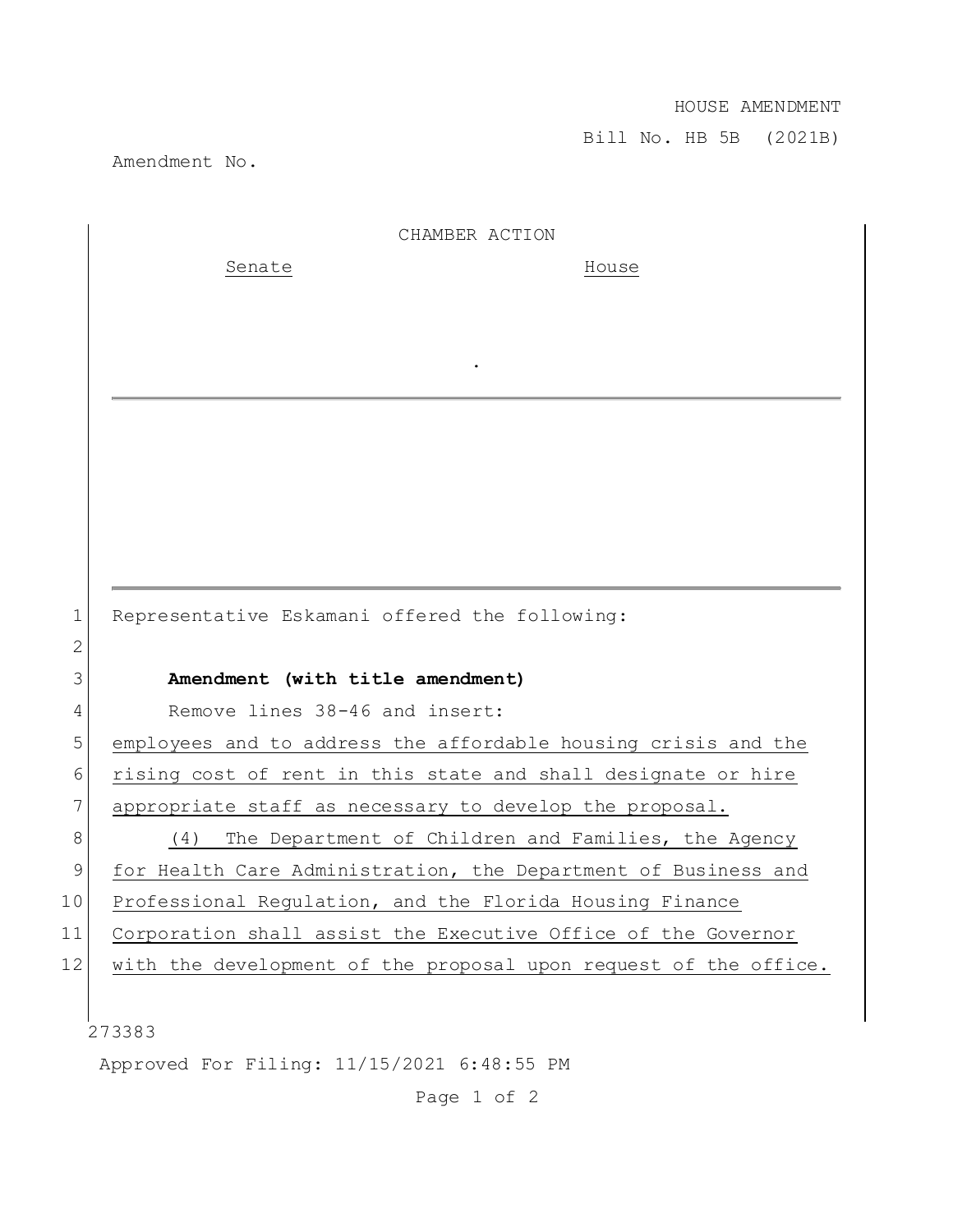HOUSE AMENDMENT

Bill No. HB 5B (2021B)

Amendment No.

CHAMBER ACTION

Senate House

.

Representative Eskamani offered the following:

**Amendment (with title amendment)**

Remove lines 38-46 and insert:

employees and to address the affordable housing crisis and the rising cost of rent in this state and shall designate or hire appropriate staff as necessary to develop the proposal.

(4) The Department of Children and Families, the Agency for Health Care Administration, the Department of Business and Professional Regulation, and the Florida Housing Finance Corporation shall assist the Executive Office of the Governor with the development of the proposal upon request of the office.

273383

Approved For Filing: 11/15/2021 6:48:55 PM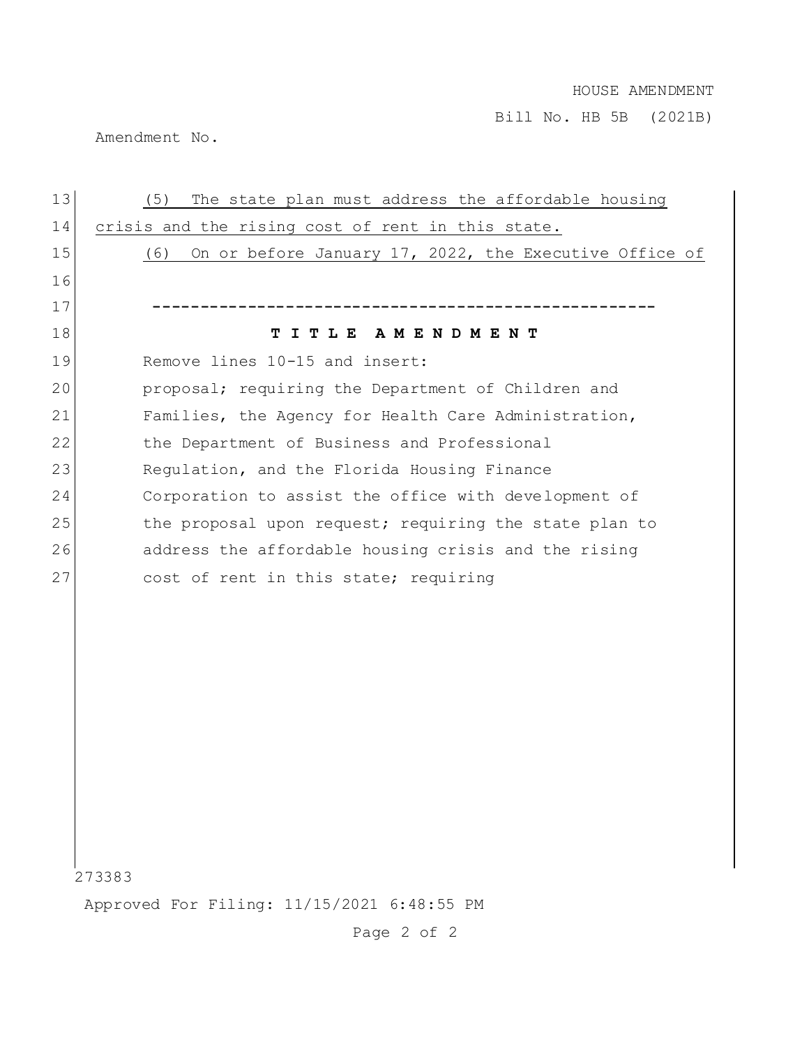13 (5) The state plan must address the affordable housing
14 crisis and the rising cost of rent in this state.
15 (6) On or before January 17, 2022, the Executive Office of
16
17 -----------------------------------------------------

18 **T I T L E A M E N D M E N T**

19 Remove lines 10-15 and insert:
20 proposal; requiring the Department of Children and
21 Families, the Agency for Health Care Administration,
22 the Department of Business and Professional
23 Regulation, and the Florida Housing Finance
24 Corporation to assist the office with development of
25 the proposal upon request; requiring the state plan to
26 address the affordable housing crisis and the rising
27 cost of rent in this state; requiring

273383

Approved For Filing: 11/15/2021 6:48:55 PM